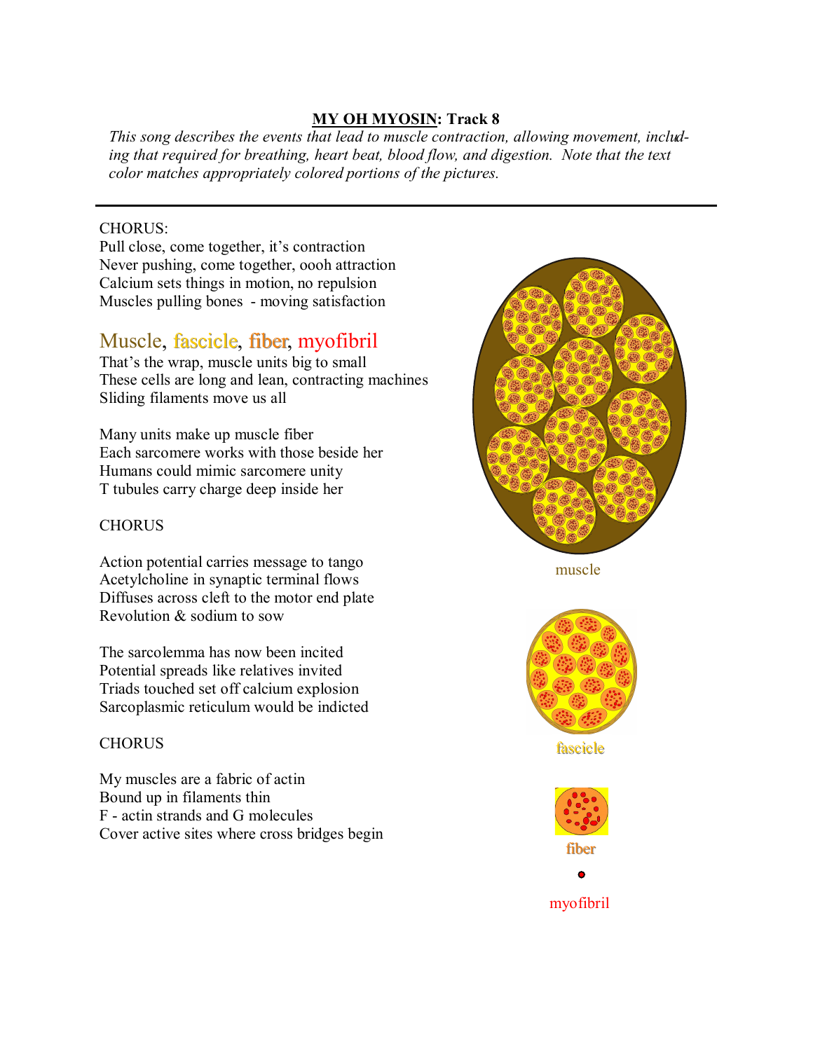## **<u>MY OH MYOSIN</u>: Track 8**

*This song describes the events that lead to muscle contraction, allowing movement, including that required for breathing, heart beat, blood flow, and digestion. Note that the text color matches appropriately colored portions of the pictures.*

---

CHORUS:
Pull close, come together, it's contraction
Never pushing, come together, oooh attraction
Calcium sets things in motion, no repulsion
Muscles pulling bones - moving satisfaction

### Muscle, fascicle, fiber, myofibril

That's the wrap, muscle units big to small
These cells are long and lean, contracting machines
Sliding filaments move us all

Many units make up muscle fiber
Each sarcomere works with those beside her
Humans could mimic sarcomere unity
T tubules carry charge deep inside her

CHORUS

Action potential carries message to tango
Acetylcholine in synaptic terminal flows
Diffuses across cleft to the motor end plate
Revolution & sodium to sow

The sarcolemma has now been incited
Potential spreads like relatives invited
Triads touched set off calcium explosion
Sarcoplasmic reticulum would be indicted

CHORUS

My muscles are a fabric of actin
Bound up in filaments thin
F - actin strands and G molecules
Cover active sites where cross bridges begin

muscle

fascicle

fiber

myofibril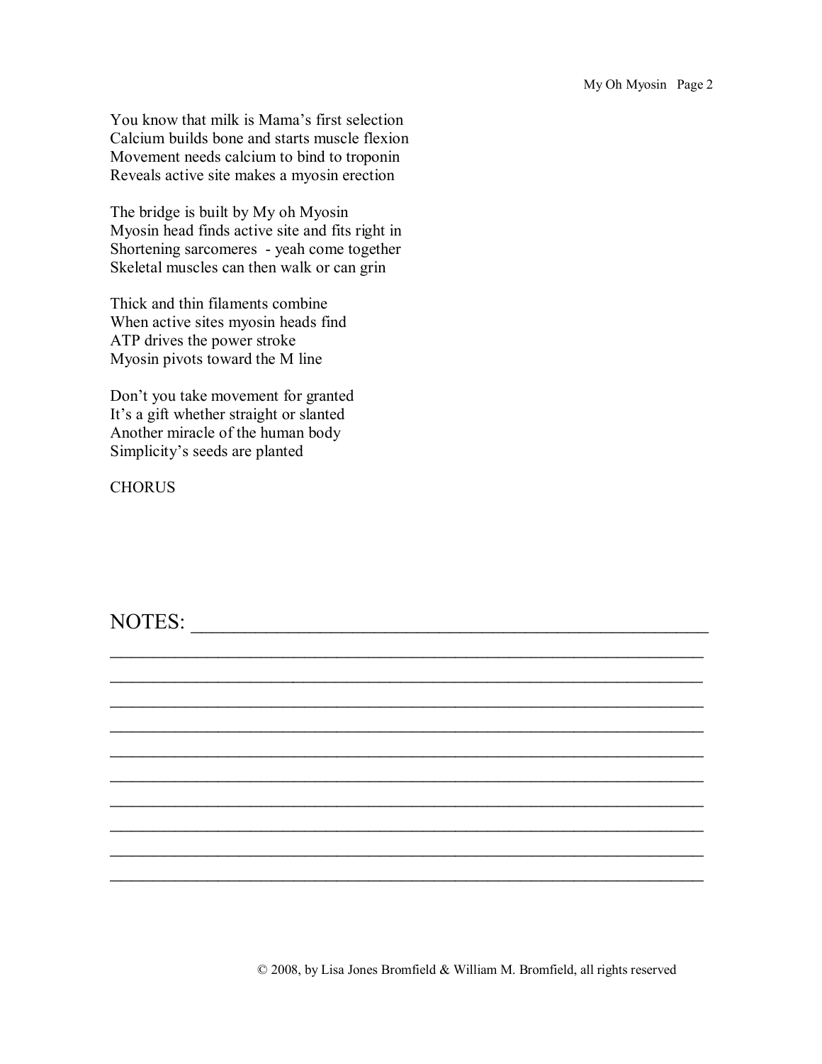You know that milk is Mama's first selection
Calcium builds bone and starts muscle flexion
Movement needs calcium to bind to troponin
Reveals active site makes a myosin erection

The bridge is built by My oh Myosin
Myosin head finds active site and fits right in
Shortening sarcomeres - yeah come together
Skeletal muscles can then walk or can grin

Thick and thin filaments combine
When active sites myosin heads find
ATP drives the power stroke
Myosin pivots toward the M line

Don't you take movement for granted
It's a gift whether straight or slanted
Another miracle of the human body
Simplicity's seeds are planted

CHORUS

NOTES: ______________________________________________________

______________________________________________________

______________________________________________________

______________________________________________________

______________________________________________________

______________________________________________________

______________________________________________________

______________________________________________________

______________________________________________________

______________________________________________________

______________________________________________________

© 2008, by Lisa Jones Bromfield & William M. Bromfield, all rights reserved